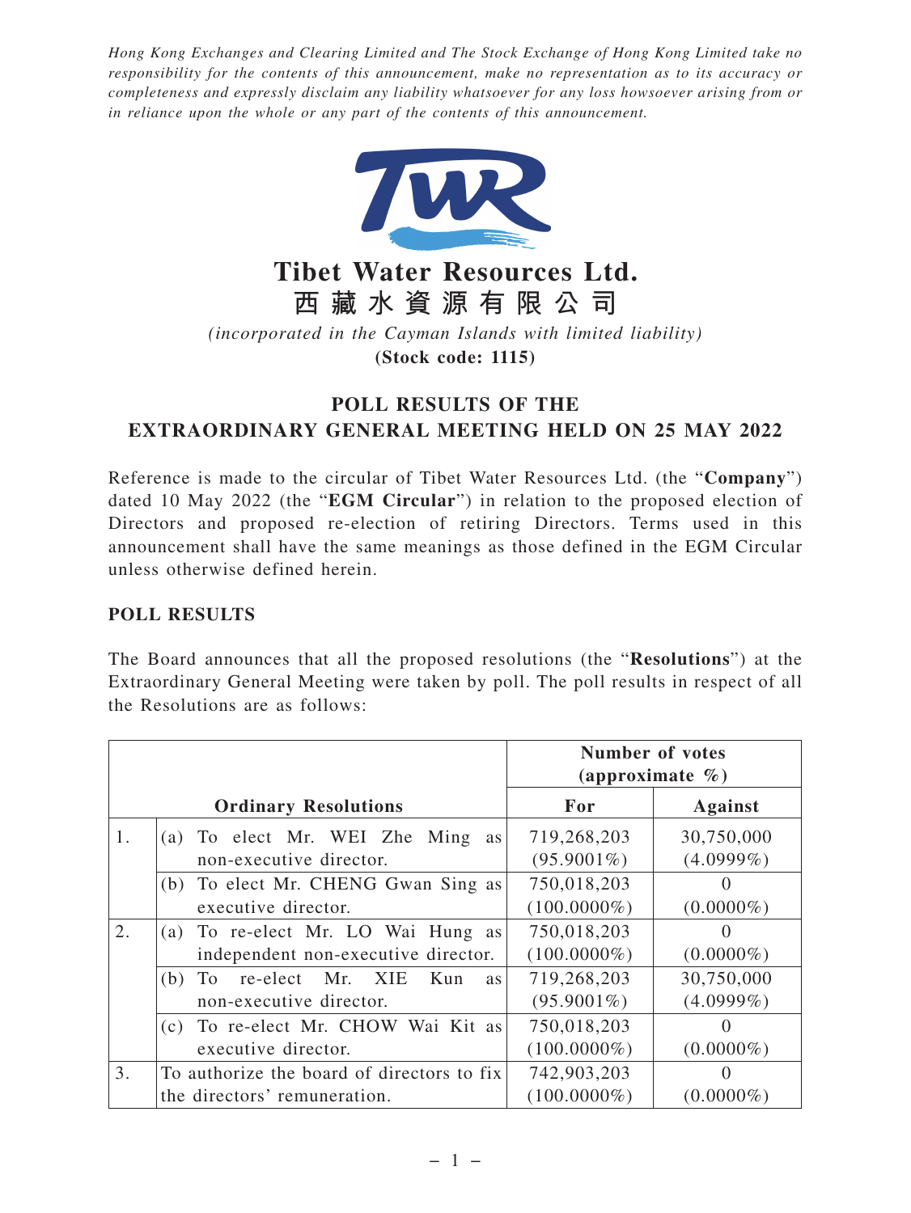*Hong Kong Exchanges and Clearing Limited and The Stock Exchange of Hong Kong Limited take no responsibility for the contents of this announcement, make no representation as to its accuracy or completeness and expressly disclaim any liability whatsoever for any loss howsoever arising from or in reliance upon the whole or any part of the contents of this announcement.*

# Tibet Water Resources Ltd.
# 西藏水資源有限公司

*(incorporated in the Cayman Islands with limited liability)*

**(Stock code: 1115)**

## POLL RESULTS OF THE EXTRAORDINARY GENERAL MEETING HELD ON 25 MAY 2022

Reference is made to the circular of Tibet Water Resources Ltd. (the "**Company**") dated 10 May 2022 (the "**EGM Circular**") in relation to the proposed election of Directors and proposed re-election of retiring Directors. Terms used in this announcement shall have the same meanings as those defined in the EGM Circular unless otherwise defined herein.

### POLL RESULTS

The Board announces that all the proposed resolutions (the "**Resolutions**") at the Extraordinary General Meeting were taken by poll. The poll results in respect of all the Resolutions are as follows:

| | Ordinary Resolutions | Number of votes (approximate %) | |
|---|---|---|---|
| | | **For** | **Against** |
| 1. | (a) To elect Mr. WEI Zhe Ming as non-executive director. | 719,268,203 (95.9001%) | 30,750,000 (4.0999%) |
| | (b) To elect Mr. CHENG Gwan Sing as executive director. | 750,018,203 (100.0000%) | 0 (0.0000%) |
| 2. | (a) To re-elect Mr. LO Wai Hung as independent non-executive director. | 750,018,203 (100.0000%) | 0 (0.0000%) |
| | (b) To re-elect Mr. XIE Kun as non-executive director. | 719,268,203 (95.9001%) | 30,750,000 (4.0999%) |
| | (c) To re-elect Mr. CHOW Wai Kit as executive director. | 750,018,203 (100.0000%) | 0 (0.0000%) |
| 3. | To authorize the board of directors to fix the directors' remuneration. | 742,903,203 (100.0000%) | 0 (0.0000%) |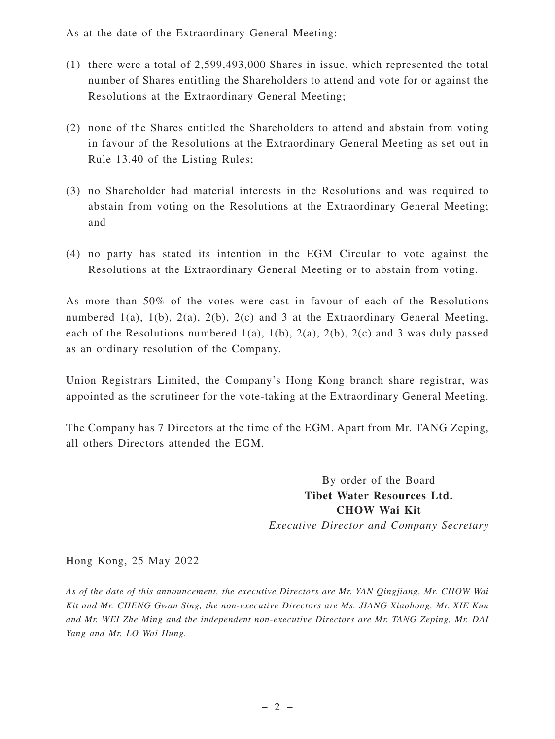As at the date of the Extraordinary General Meeting:

(1) there were a total of 2,599,493,000 Shares in issue, which represented the total number of Shares entitling the Shareholders to attend and vote for or against the Resolutions at the Extraordinary General Meeting;

(2) none of the Shares entitled the Shareholders to attend and abstain from voting in favour of the Resolutions at the Extraordinary General Meeting as set out in Rule 13.40 of the Listing Rules;

(3) no Shareholder had material interests in the Resolutions and was required to abstain from voting on the Resolutions at the Extraordinary General Meeting; and

(4) no party has stated its intention in the EGM Circular to vote against the Resolutions at the Extraordinary General Meeting or to abstain from voting.

As more than 50% of the votes were cast in favour of each of the Resolutions numbered 1(a), 1(b), 2(a), 2(b), 2(c) and 3 at the Extraordinary General Meeting, each of the Resolutions numbered 1(a), 1(b), 2(a), 2(b), 2(c) and 3 was duly passed as an ordinary resolution of the Company.

Union Registrars Limited, the Company's Hong Kong branch share registrar, was appointed as the scrutineer for the vote-taking at the Extraordinary General Meeting.

The Company has 7 Directors at the time of the EGM. Apart from Mr. TANG Zeping, all others Directors attended the EGM.

By order of the Board
**Tibet Water Resources Ltd.**
**CHOW Wai Kit**
*Executive Director and Company Secretary*

Hong Kong, 25 May 2022

*As of the date of this announcement, the executive Directors are Mr. YAN Qingjiang, Mr. CHOW Wai Kit and Mr. CHENG Gwan Sing, the non-executive Directors are Ms. JIANG Xiaohong, Mr. XIE Kun and Mr. WEI Zhe Ming and the independent non-executive Directors are Mr. TANG Zeping, Mr. DAI Yang and Mr. LO Wai Hung.*